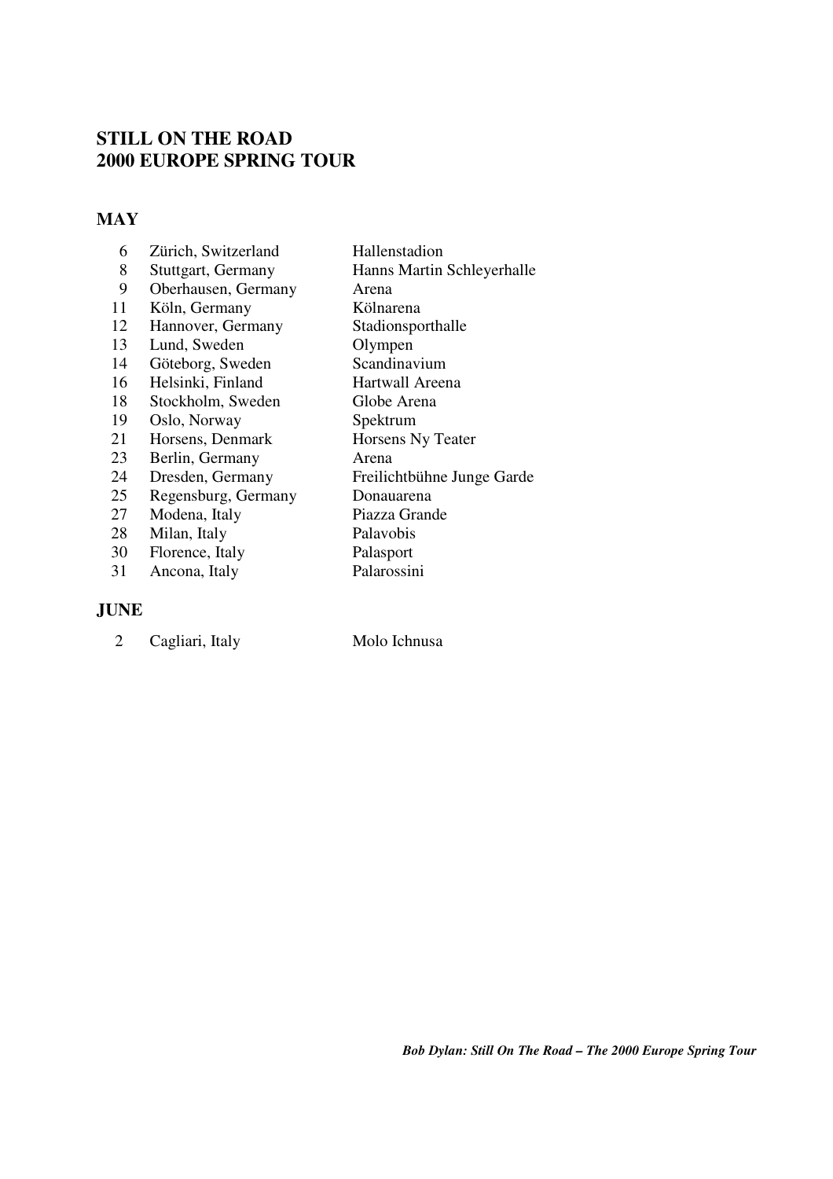# STILL ON THE ROAD
# 2000 EUROPE SPRING TOUR

## MAY

| | | |
|---|---|---|
| 6 | Zürich, Switzerland | Hallenstadion |
| 8 | Stuttgart, Germany | Hanns Martin Schleyerhalle |
| 9 | Oberhausen, Germany | Arena |
| 11 | Köln, Germany | Kölnarena |
| 12 | Hannover, Germany | Stadionsporthalle |
| 13 | Lund, Sweden | Olympen |
| 14 | Göteborg, Sweden | Scandinavium |
| 16 | Helsinki, Finland | Hartwall Areena |
| 18 | Stockholm, Sweden | Globe Arena |
| 19 | Oslo, Norway | Spektrum |
| 21 | Horsens, Denmark | Horsens Ny Teater |
| 23 | Berlin, Germany | Arena |
| 24 | Dresden, Germany | Freilichtbühne Junge Garde |
| 25 | Regensburg, Germany | Donauarena |
| 27 | Modena, Italy | Piazza Grande |
| 28 | Milan, Italy | Palavobis |
| 30 | Florence, Italy | Palasport |
| 31 | Ancona, Italy | Palarossini |

## JUNE

| | | |
|---|---|---|
| 2 | Cagliari, Italy | Molo Ichnusa |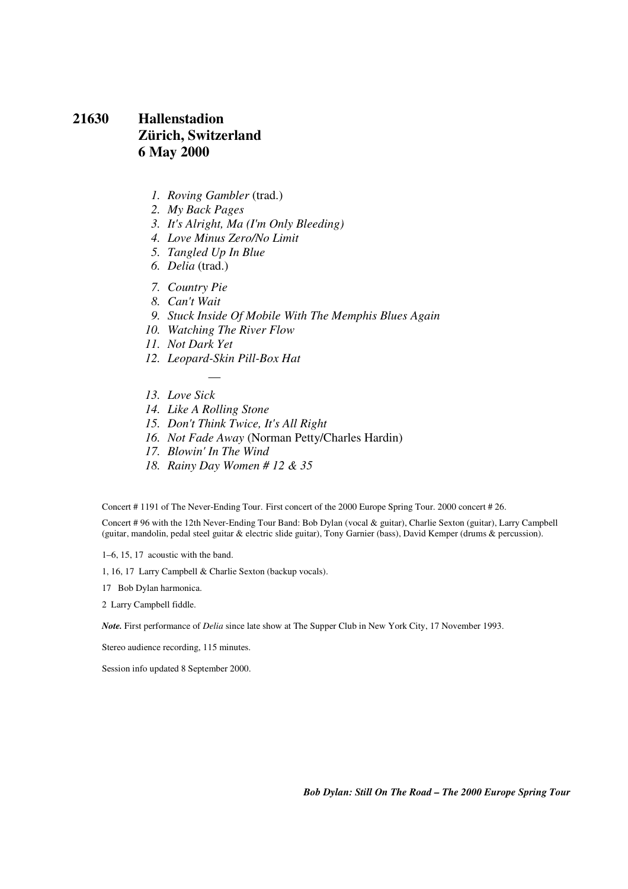# 21630 Hallenstadion Zürich, Switzerland 6 May 2000

1. *Roving Gambler* (trad.)
2. *My Back Pages*
3. *It's Alright, Ma (I'm Only Bleeding)*
4. *Love Minus Zero/No Limit*
5. *Tangled Up In Blue*
6. *Delia* (trad.)
7. *Country Pie*
8. *Can't Wait*
9. *Stuck Inside Of Mobile With The Memphis Blues Again*
10. *Watching The River Flow*
11. *Not Dark Yet*
12. *Leopard-Skin Pill-Box Hat*

—

13. *Love Sick*
14. *Like A Rolling Stone*
15. *Don't Think Twice, It's All Right*
16. *Not Fade Away* (Norman Petty/Charles Hardin)
17. *Blowin' In The Wind*
18. *Rainy Day Women # 12 & 35*

Concert # 1191 of The Never-Ending Tour. First concert of the 2000 Europe Spring Tour. 2000 concert # 26.

Concert # 96 with the 12th Never-Ending Tour Band: Bob Dylan (vocal & guitar), Charlie Sexton (guitar), Larry Campbell (guitar, mandolin, pedal steel guitar & electric slide guitar), Tony Garnier (bass), David Kemper (drums & percussion).

1–6, 15, 17 acoustic with the band.

1, 16, 17 Larry Campbell & Charlie Sexton (backup vocals).

17 Bob Dylan harmonica.

2 Larry Campbell fiddle.

***Note.*** First performance of *Delia* since late show at The Supper Club in New York City, 17 November 1993.

Stereo audience recording, 115 minutes.

Session info updated 8 September 2000.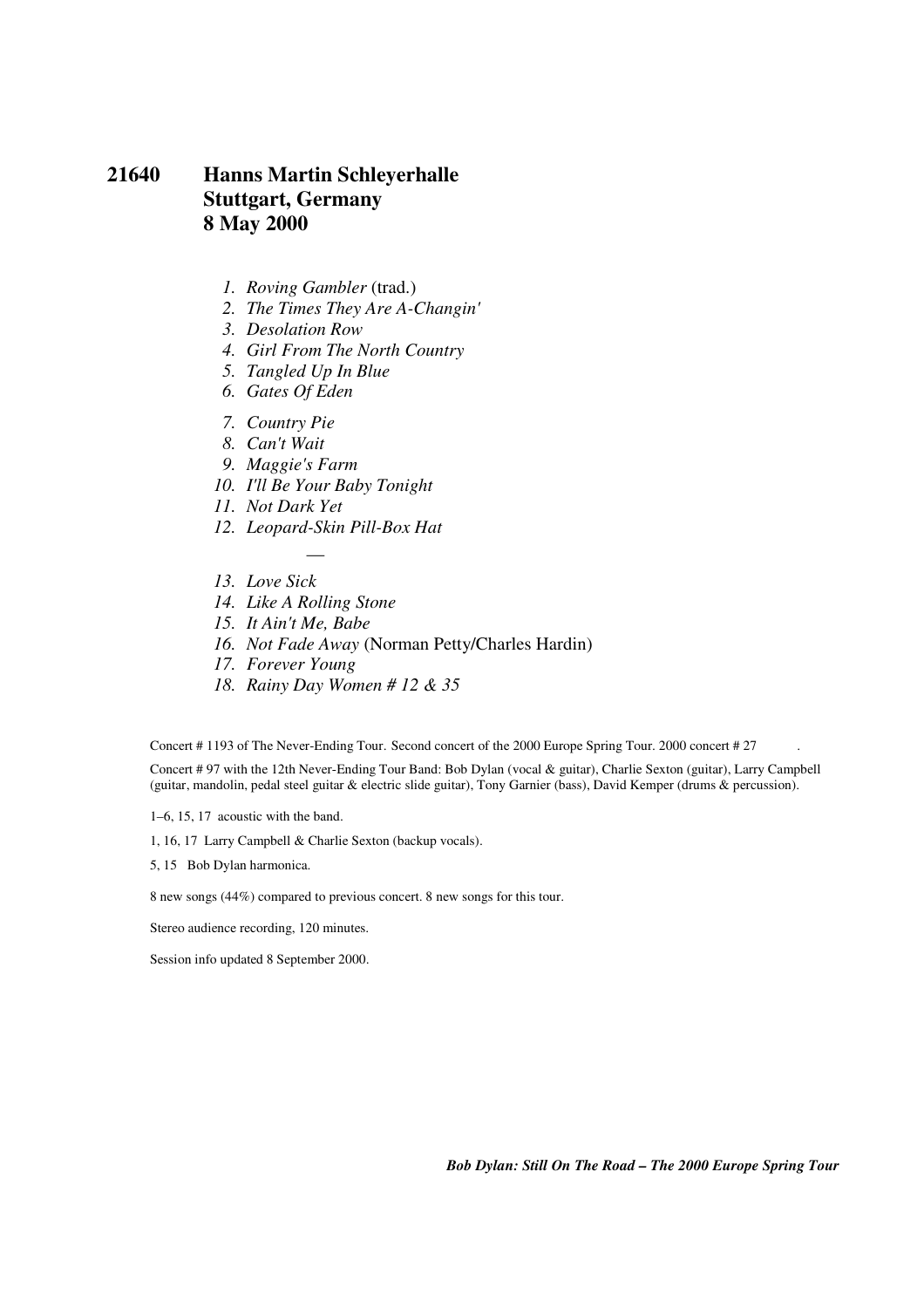## 21640 Hanns Martin Schleyerhalle
## Stuttgart, Germany
## 8 May 2000

1. *Roving Gambler* (trad.)
2. *The Times They Are A-Changin'*
3. *Desolation Row*
4. *Girl From The North Country*
5. *Tangled Up In Blue*
6. *Gates Of Eden*
7. *Country Pie*
8. *Can't Wait*
9. *Maggie's Farm*
10. *I'll Be Your Baby Tonight*
11. *Not Dark Yet*
12. *Leopard-Skin Pill-Box Hat*

—

13. *Love Sick*
14. *Like A Rolling Stone*
15. *It Ain't Me, Babe*
16. *Not Fade Away* (Norman Petty/Charles Hardin)
17. *Forever Young*
18. *Rainy Day Women # 12 & 35*

Concert # 1193 of The Never-Ending Tour. Second concert of the 2000 Europe Spring Tour. 2000 concert # 27.

Concert # 97 with the 12th Never-Ending Tour Band: Bob Dylan (vocal & guitar), Charlie Sexton (guitar), Larry Campbell (guitar, mandolin, pedal steel guitar & electric slide guitar), Tony Garnier (bass), David Kemper (drums & percussion).

1–6, 15, 17 acoustic with the band.

1, 16, 17 Larry Campbell & Charlie Sexton (backup vocals).

5, 15 Bob Dylan harmonica.

8 new songs (44%) compared to previous concert. 8 new songs for this tour.

Stereo audience recording, 120 minutes.

Session info updated 8 September 2000.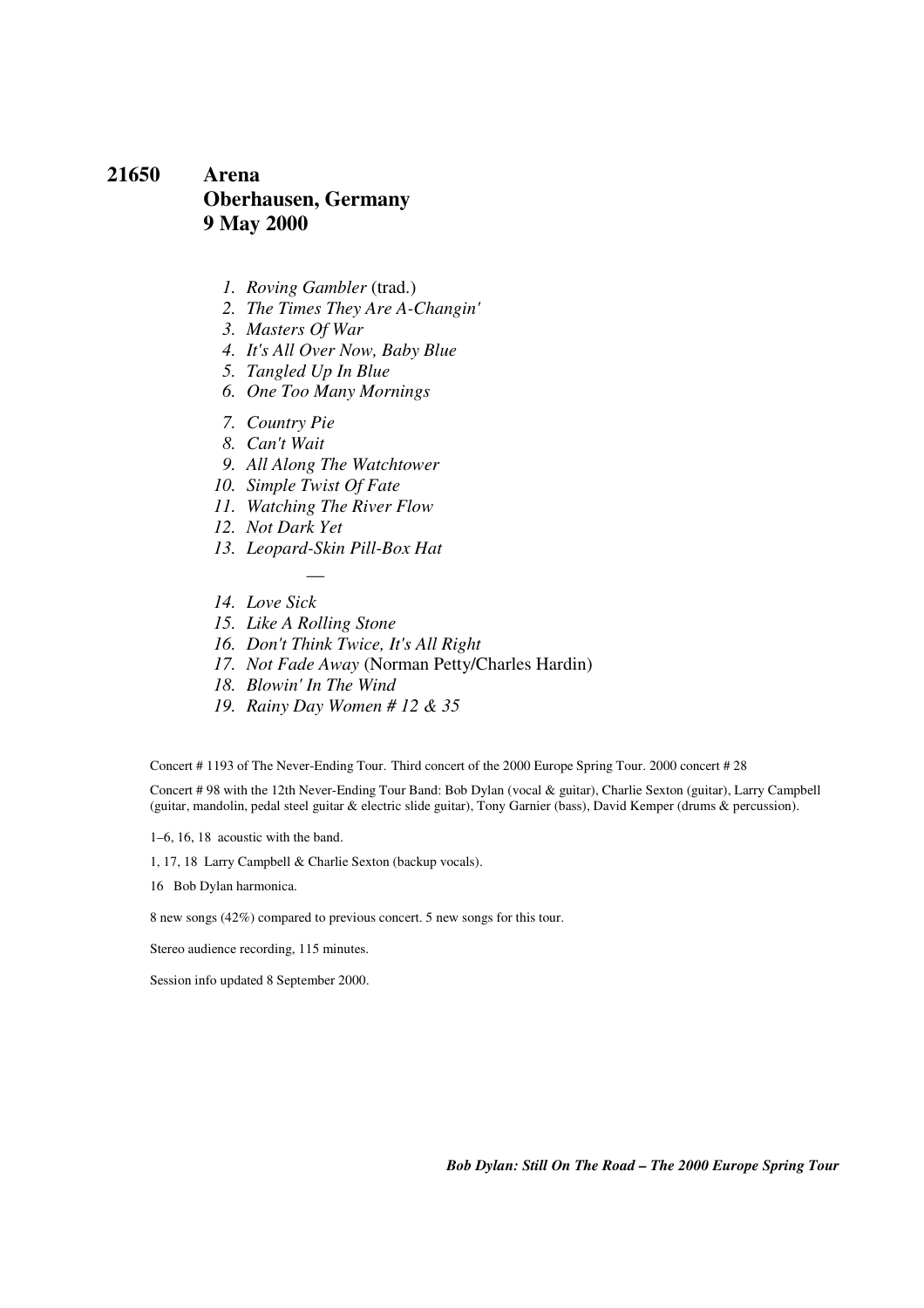## 21650 Arena
## Oberhausen, Germany
## 9 May 2000

1. *Roving Gambler* (trad.)
2. *The Times They Are A-Changin'*
3. *Masters Of War*
4. *It's All Over Now, Baby Blue*
5. *Tangled Up In Blue*
6. *One Too Many Mornings*
7. *Country Pie*
8. *Can't Wait*
9. *All Along The Watchtower*
10. *Simple Twist Of Fate*
11. *Watching The River Flow*
12. *Not Dark Yet*
13. *Leopard-Skin Pill-Box Hat*

—

14. *Love Sick*
15. *Like A Rolling Stone*
16. *Don't Think Twice, It's All Right*
17. *Not Fade Away* (Norman Petty/Charles Hardin)
18. *Blowin' In The Wind*
19. *Rainy Day Women # 12 & 35*

Concert # 1193 of The Never-Ending Tour. Third concert of the 2000 Europe Spring Tour. 2000 concert # 28

Concert # 98 with the 12th Never-Ending Tour Band: Bob Dylan (vocal & guitar), Charlie Sexton (guitar), Larry Campbell (guitar, mandolin, pedal steel guitar & electric slide guitar), Tony Garnier (bass), David Kemper (drums & percussion).

1–6, 16, 18 acoustic with the band.

1, 17, 18 Larry Campbell & Charlie Sexton (backup vocals).

16 Bob Dylan harmonica.

8 new songs (42%) compared to previous concert. 5 new songs for this tour.

Stereo audience recording, 115 minutes.

Session info updated 8 September 2000.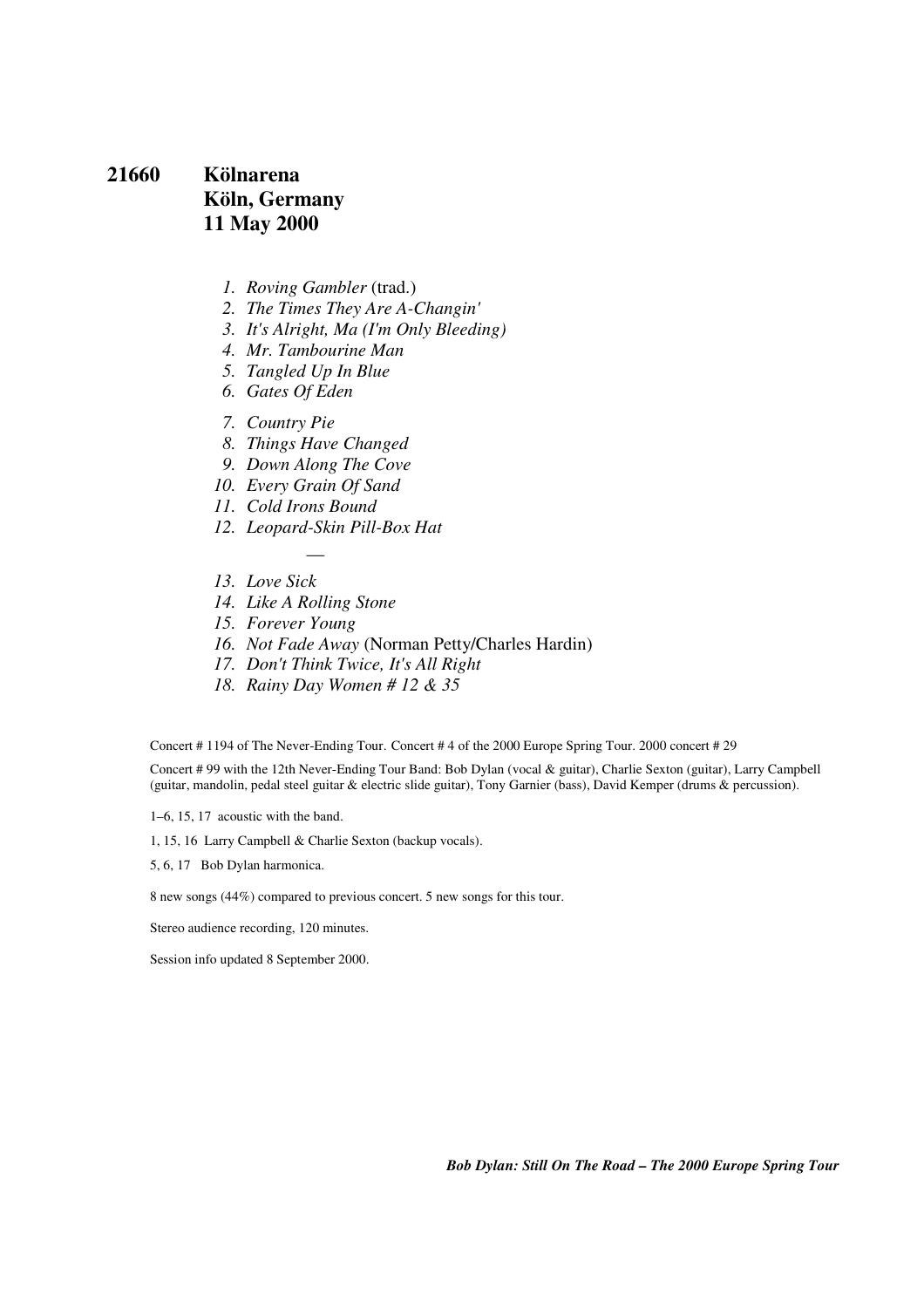## 21660 Kölnarena
## Köln, Germany
## 11 May 2000

1. *Roving Gambler* (trad.)
2. *The Times They Are A-Changin'*
3. *It's Alright, Ma (I'm Only Bleeding)*
4. *Mr. Tambourine Man*
5. *Tangled Up In Blue*
6. *Gates Of Eden*
7. *Country Pie*
8. *Things Have Changed*
9. *Down Along The Cove*
10. *Every Grain Of Sand*
11. *Cold Irons Bound*
12. *Leopard-Skin Pill-Box Hat*

—

13. *Love Sick*
14. *Like A Rolling Stone*
15. *Forever Young*
16. *Not Fade Away* (Norman Petty/Charles Hardin)
17. *Don't Think Twice, It's All Right*
18. *Rainy Day Women # 12 & 35*

Concert # 1194 of The Never-Ending Tour. Concert # 4 of the 2000 Europe Spring Tour. 2000 concert # 29

Concert # 99 with the 12th Never-Ending Tour Band: Bob Dylan (vocal & guitar), Charlie Sexton (guitar), Larry Campbell (guitar, mandolin, pedal steel guitar & electric slide guitar), Tony Garnier (bass), David Kemper (drums & percussion).

1–6, 15, 17 acoustic with the band.

1, 15, 16 Larry Campbell & Charlie Sexton (backup vocals).

5, 6, 17 Bob Dylan harmonica.

8 new songs (44%) compared to previous concert. 5 new songs for this tour.

Stereo audience recording, 120 minutes.

Session info updated 8 September 2000.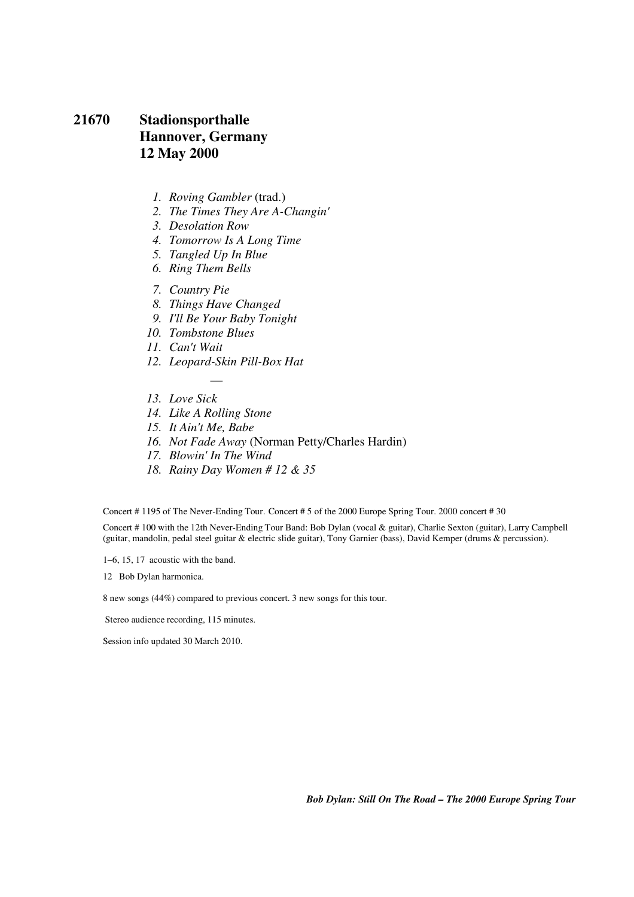# 21670 Stadionsporthalle Hannover, Germany 12 May 2000

1. *Roving Gambler* (trad.)
2. *The Times They Are A-Changin'*
3. *Desolation Row*
4. *Tomorrow Is A Long Time*
5. *Tangled Up In Blue*
6. *Ring Them Bells*
7. *Country Pie*
8. *Things Have Changed*
9. *I'll Be Your Baby Tonight*
10. *Tombstone Blues*
11. *Can't Wait*
12. *Leopard-Skin Pill-Box Hat*

—

13. *Love Sick*
14. *Like A Rolling Stone*
15. *It Ain't Me, Babe*
16. *Not Fade Away* (Norman Petty/Charles Hardin)
17. *Blowin' In The Wind*
18. *Rainy Day Women # 12 & 35*

Concert # 1195 of The Never-Ending Tour. Concert # 5 of the 2000 Europe Spring Tour. 2000 concert # 30

Concert # 100 with the 12th Never-Ending Tour Band: Bob Dylan (vocal & guitar), Charlie Sexton (guitar), Larry Campbell (guitar, mandolin, pedal steel guitar & electric slide guitar), Tony Garnier (bass), David Kemper (drums & percussion).

1–6, 15, 17 acoustic with the band.

12 Bob Dylan harmonica.

8 new songs (44%) compared to previous concert. 3 new songs for this tour.

Stereo audience recording, 115 minutes.

Session info updated 30 March 2010.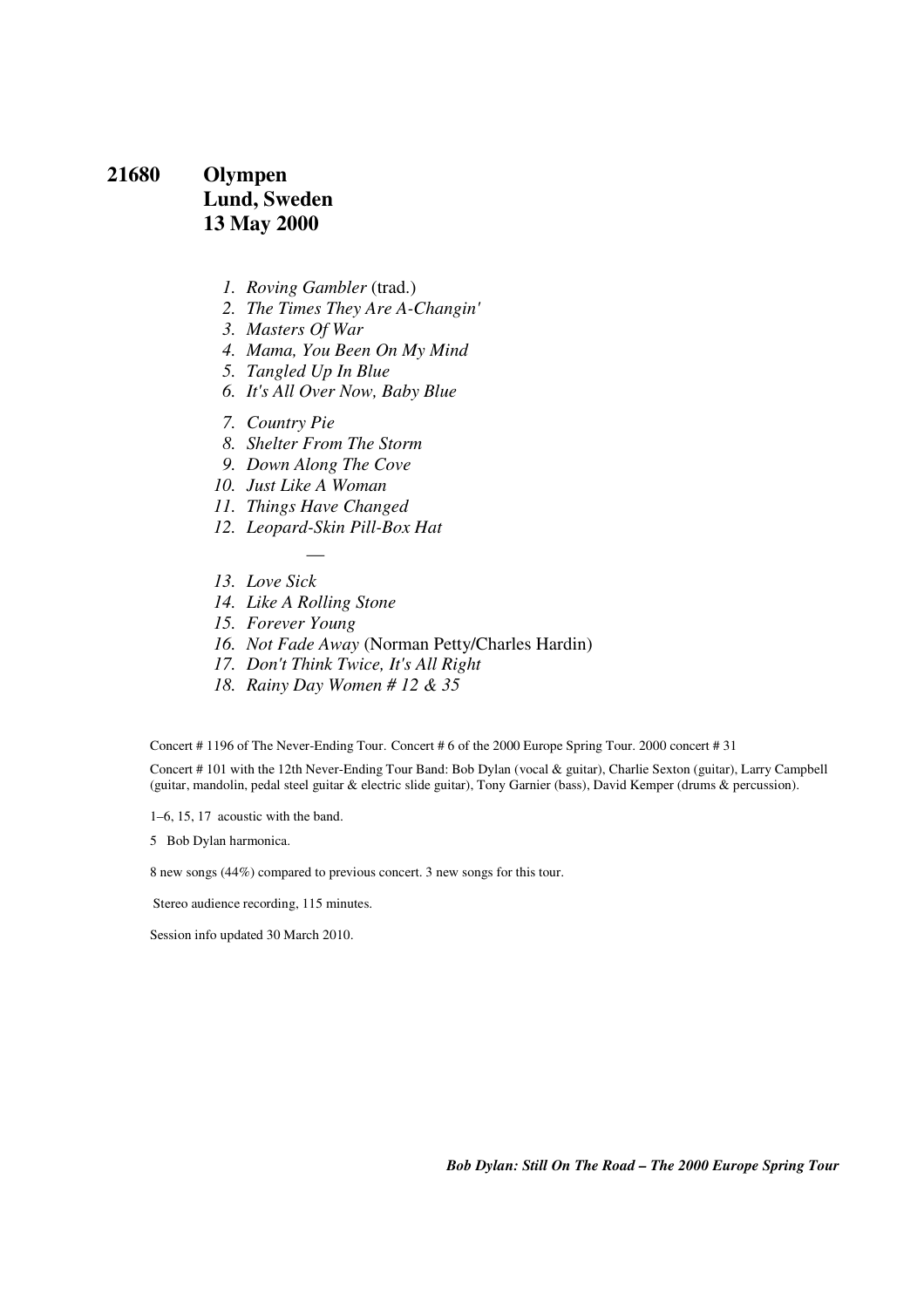## 21680 Olympen
## Lund, Sweden
## 13 May 2000

1. *Roving Gambler* (trad.)
2. *The Times They Are A-Changin'*
3. *Masters Of War*
4. *Mama, You Been On My Mind*
5. *Tangled Up In Blue*
6. *It's All Over Now, Baby Blue*
7. *Country Pie*
8. *Shelter From The Storm*
9. *Down Along The Cove*
10. *Just Like A Woman*
11. *Things Have Changed*
12. *Leopard-Skin Pill-Box Hat*

—

13. *Love Sick*
14. *Like A Rolling Stone*
15. *Forever Young*
16. *Not Fade Away* (Norman Petty/Charles Hardin)
17. *Don't Think Twice, It's All Right*
18. *Rainy Day Women # 12 & 35*

Concert # 1196 of The Never-Ending Tour. Concert # 6 of the 2000 Europe Spring Tour. 2000 concert # 31

Concert # 101 with the 12th Never-Ending Tour Band: Bob Dylan (vocal & guitar), Charlie Sexton (guitar), Larry Campbell (guitar, mandolin, pedal steel guitar & electric slide guitar), Tony Garnier (bass), David Kemper (drums & percussion).

1–6, 15, 17 acoustic with the band.

5 Bob Dylan harmonica.

8 new songs (44%) compared to previous concert. 3 new songs for this tour.

Stereo audience recording, 115 minutes.

Session info updated 30 March 2010.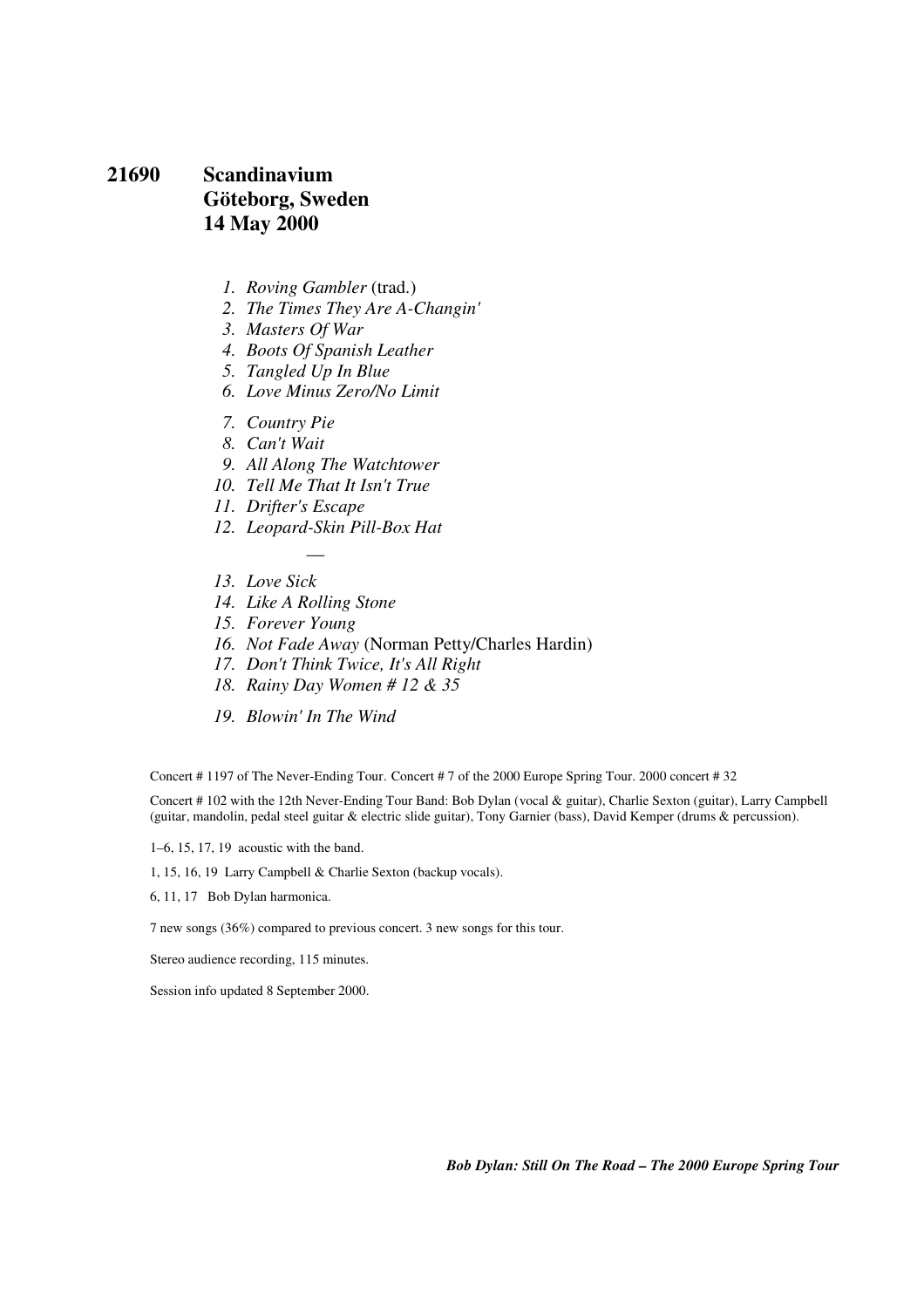## 21690 Scandinavium Göteborg, Sweden 14 May 2000

1. *Roving Gambler* (trad.)
2. *The Times They Are A-Changin'*
3. *Masters Of War*
4. *Boots Of Spanish Leather*
5. *Tangled Up In Blue*
6. *Love Minus Zero/No Limit*
7. *Country Pie*
8. *Can't Wait*
9. *All Along The Watchtower*
10. *Tell Me That It Isn't True*
11. *Drifter's Escape*
12. *Leopard-Skin Pill-Box Hat*

—

13. *Love Sick*
14. *Like A Rolling Stone*
15. *Forever Young*
16. *Not Fade Away* (Norman Petty/Charles Hardin)
17. *Don't Think Twice, It's All Right*
18. *Rainy Day Women # 12 & 35*
19. *Blowin' In The Wind*

Concert # 1197 of The Never-Ending Tour. Concert # 7 of the 2000 Europe Spring Tour. 2000 concert # 32

Concert # 102 with the 12th Never-Ending Tour Band: Bob Dylan (vocal & guitar), Charlie Sexton (guitar), Larry Campbell (guitar, mandolin, pedal steel guitar & electric slide guitar), Tony Garnier (bass), David Kemper (drums & percussion).

1–6, 15, 17, 19 acoustic with the band.

1, 15, 16, 19 Larry Campbell & Charlie Sexton (backup vocals).

6, 11, 17 Bob Dylan harmonica.

7 new songs (36%) compared to previous concert. 3 new songs for this tour.

Stereo audience recording, 115 minutes.

Session info updated 8 September 2000.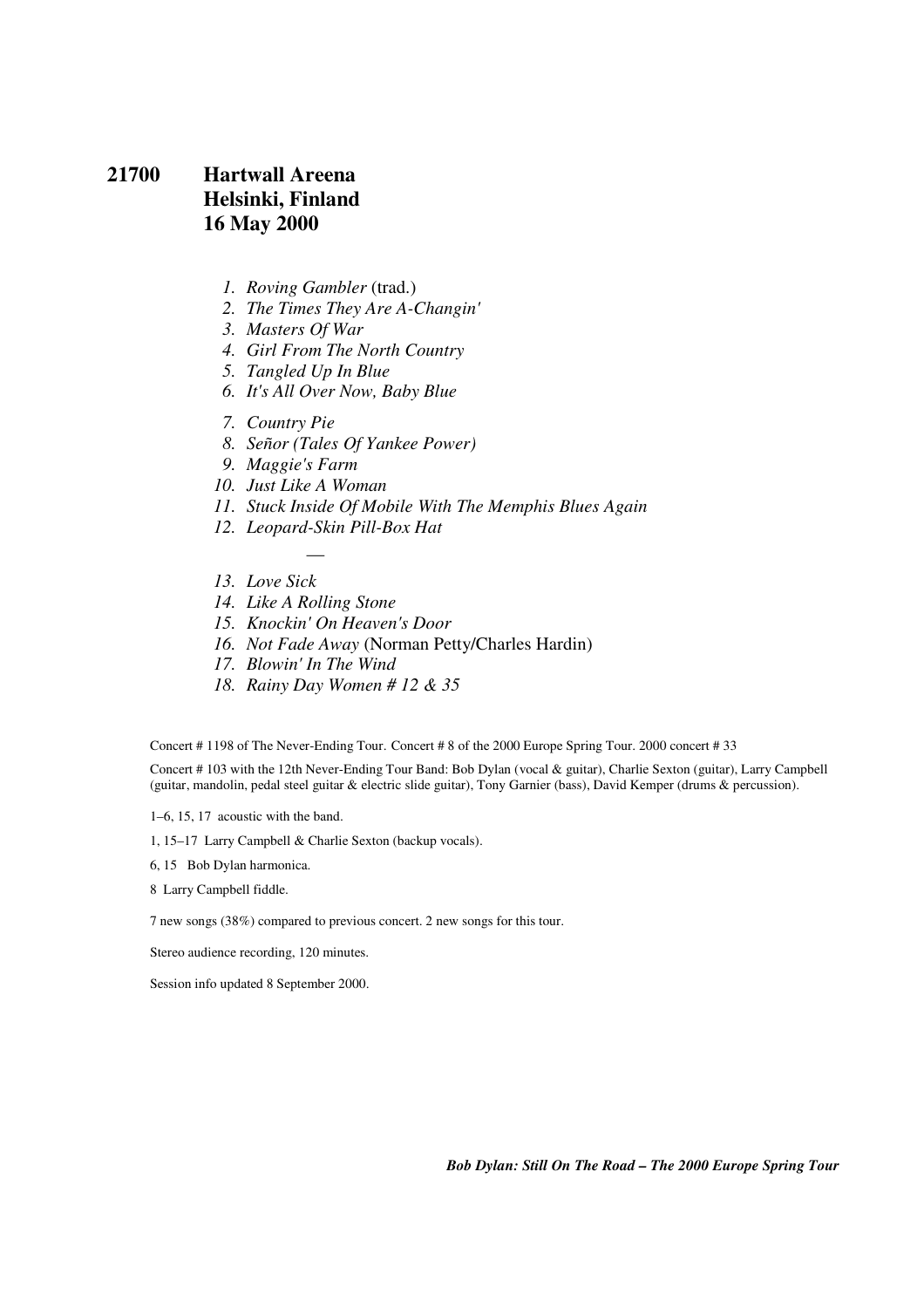# 21700 Hartwall Areena
## Helsinki, Finland
## 16 May 2000

1. *Roving Gambler* (trad.)
2. *The Times They Are A-Changin'*
3. *Masters Of War*
4. *Girl From The North Country*
5. *Tangled Up In Blue*
6. *It's All Over Now, Baby Blue*
7. *Country Pie*
8. *Señor (Tales Of Yankee Power)*
9. *Maggie's Farm*
10. *Just Like A Woman*
11. *Stuck Inside Of Mobile With The Memphis Blues Again*
12. *Leopard-Skin Pill-Box Hat*

—

13. *Love Sick*
14. *Like A Rolling Stone*
15. *Knockin' On Heaven's Door*
16. *Not Fade Away* (Norman Petty/Charles Hardin)
17. *Blowin' In The Wind*
18. *Rainy Day Women # 12 & 35*

Concert # 1198 of The Never-Ending Tour. Concert # 8 of the 2000 Europe Spring Tour. 2000 concert # 33

Concert # 103 with the 12th Never-Ending Tour Band: Bob Dylan (vocal & guitar), Charlie Sexton (guitar), Larry Campbell (guitar, mandolin, pedal steel guitar & electric slide guitar), Tony Garnier (bass), David Kemper (drums & percussion).

1–6, 15, 17 acoustic with the band.

1, 15–17 Larry Campbell & Charlie Sexton (backup vocals).

6, 15 Bob Dylan harmonica.

8 Larry Campbell fiddle.

7 new songs (38%) compared to previous concert. 2 new songs for this tour.

Stereo audience recording, 120 minutes.

Session info updated 8 September 2000.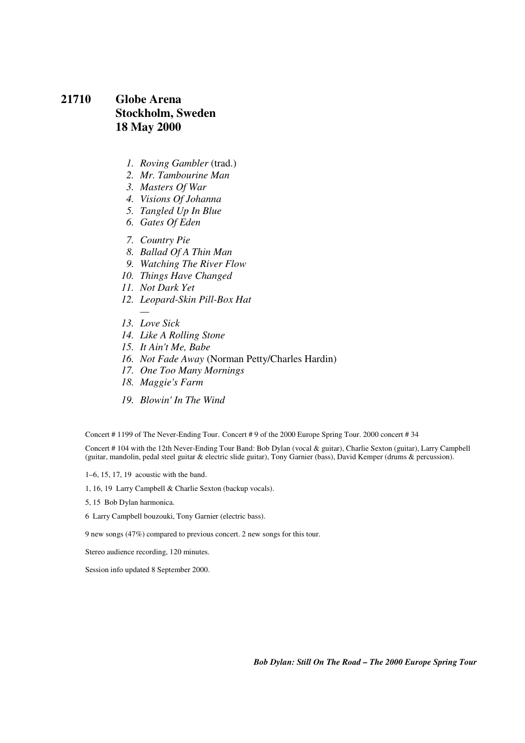# 21710 Globe Arena
## Stockholm, Sweden
## 18 May 2000

1. *Roving Gambler* (trad.)
2. *Mr. Tambourine Man*
3. *Masters Of War*
4. *Visions Of Johanna*
5. *Tangled Up In Blue*
6. *Gates Of Eden*
7. *Country Pie*
8. *Ballad Of A Thin Man*
9. *Watching The River Flow*
10. *Things Have Changed*
11. *Not Dark Yet*
12. *Leopard-Skin Pill-Box Hat*

—

13. *Love Sick*
14. *Like A Rolling Stone*
15. *It Ain't Me, Babe*
16. *Not Fade Away* (Norman Petty/Charles Hardin)
17. *One Too Many Mornings*
18. *Maggie's Farm*
19. *Blowin' In The Wind*

Concert # 1199 of The Never-Ending Tour. Concert # 9 of the 2000 Europe Spring Tour. 2000 concert # 34

Concert # 104 with the 12th Never-Ending Tour Band: Bob Dylan (vocal & guitar), Charlie Sexton (guitar), Larry Campbell (guitar, mandolin, pedal steel guitar & electric slide guitar), Tony Garnier (bass), David Kemper (drums & percussion).

1–6, 15, 17, 19 acoustic with the band.

1, 16, 19 Larry Campbell & Charlie Sexton (backup vocals).

5, 15 Bob Dylan harmonica.

6 Larry Campbell bouzouki, Tony Garnier (electric bass).

9 new songs (47%) compared to previous concert. 2 new songs for this tour.

Stereo audience recording, 120 minutes.

Session info updated 8 September 2000.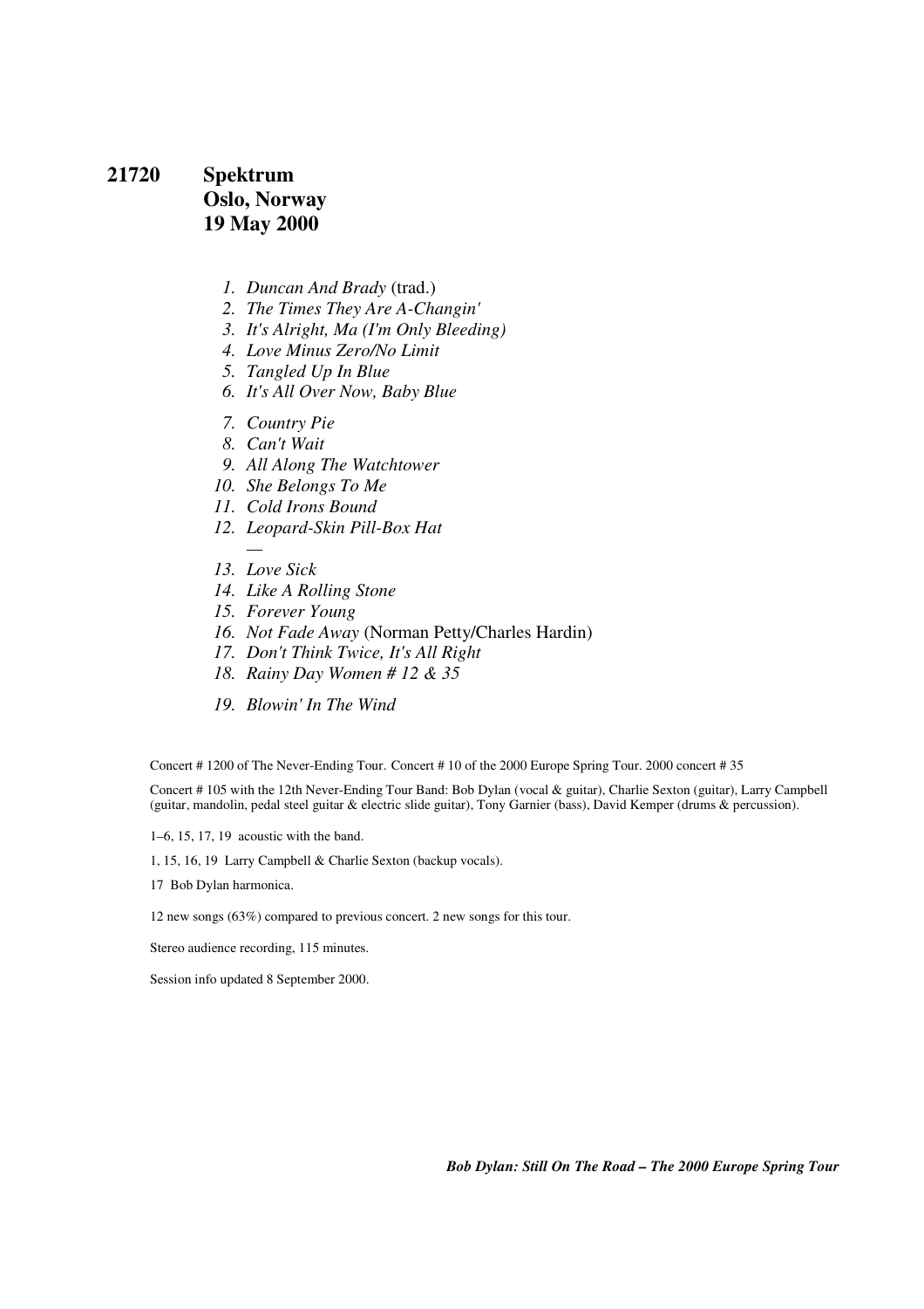## 21720 Spektrum
## Oslo, Norway
## 19 May 2000

1. *Duncan And Brady* (trad.)
2. *The Times They Are A-Changin'*
3. *It's Alright, Ma (I'm Only Bleeding)*
4. *Love Minus Zero/No Limit*
5. *Tangled Up In Blue*
6. *It's All Over Now, Baby Blue*

7. *Country Pie*
8. *Can't Wait*
9. *All Along The Watchtower*
10. *She Belongs To Me*
11. *Cold Irons Bound*
12. *Leopard-Skin Pill-Box Hat*

—

13. *Love Sick*
14. *Like A Rolling Stone*
15. *Forever Young*
16. *Not Fade Away* (Norman Petty/Charles Hardin)
17. *Don't Think Twice, It's All Right*
18. *Rainy Day Women # 12 & 35*

19. *Blowin' In The Wind*

Concert # 1200 of The Never-Ending Tour. Concert # 10 of the 2000 Europe Spring Tour. 2000 concert # 35

Concert # 105 with the 12th Never-Ending Tour Band: Bob Dylan (vocal & guitar), Charlie Sexton (guitar), Larry Campbell (guitar, mandolin, pedal steel guitar & electric slide guitar), Tony Garnier (bass), David Kemper (drums & percussion).

1–6, 15, 17, 19 acoustic with the band.

1, 15, 16, 19 Larry Campbell & Charlie Sexton (backup vocals).

17 Bob Dylan harmonica.

12 new songs (63%) compared to previous concert. 2 new songs for this tour.

Stereo audience recording, 115 minutes.

Session info updated 8 September 2000.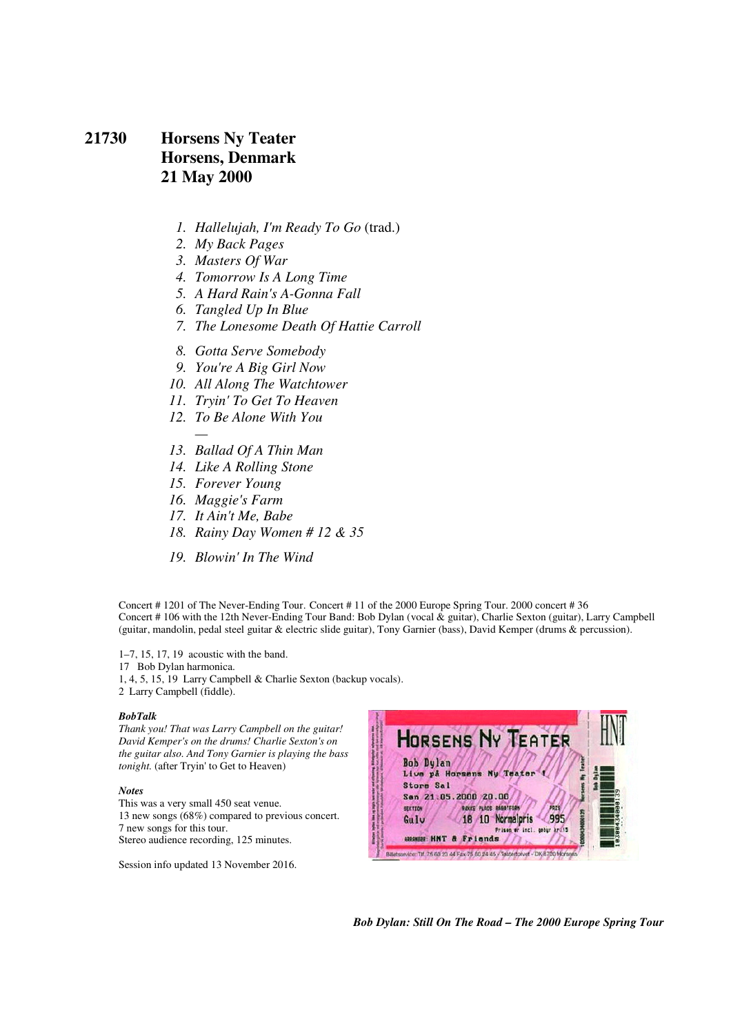# 21730 Horsens Ny Teater
# Horsens, Denmark
# 21 May 2000

1. *Hallelujah, I'm Ready To Go* (trad.)
2. *My Back Pages*
3. *Masters Of War*
4. *Tomorrow Is A Long Time*
5. *A Hard Rain's A-Gonna Fall*
6. *Tangled Up In Blue*
7. *The Lonesome Death Of Hattie Carroll*
8. *Gotta Serve Somebody*
9. *You're A Big Girl Now*
10. *All Along The Watchtower*
11. *Tryin' To Get To Heaven*
12. *To Be Alone With You*

—

13. *Ballad Of A Thin Man*
14. *Like A Rolling Stone*
15. *Forever Young*
16. *Maggie's Farm*
17. *It Ain't Me, Babe*
18. *Rainy Day Women # 12 & 35*
19. *Blowin' In The Wind*

Concert # 1201 of The Never-Ending Tour. Concert # 11 of the 2000 Europe Spring Tour. 2000 concert # 36
Concert # 106 with the 12th Never-Ending Tour Band: Bob Dylan (vocal & guitar), Charlie Sexton (guitar), Larry Campbell (guitar, mandolin, pedal steel guitar & electric slide guitar), Tony Garnier (bass), David Kemper (drums & percussion).

1–7, 15, 17, 19 acoustic with the band.
17 Bob Dylan harmonica.
1, 4, 5, 15, 19 Larry Campbell & Charlie Sexton (backup vocals).
2 Larry Campbell (fiddle).

***BobTalk***
*Thank you! That was Larry Campbell on the guitar! David Kemper's on the drums! Charlie Sexton's on the guitar also. And Tony Garnier is playing the bass tonight.* (after Tryin' to Get to Heaven)

***Notes***
This was a very small 450 seat venue.
13 new songs (68%) compared to previous concert.
7 new songs for this tour.
Stereo audience recording, 125 minutes.

Session info updated 13 November 2016.

HORSENS NY TEATER
Bob Dylan
Live på Horsens Ny Teater
Store Sal
Søn 21.05.2000 20.00
SEKTION Gulv RÆKKE 18 PLADS 10 Normalpris PRIS 995
Prisen er incl. gebyr kr. 15
ARRANGØR HNT & Friends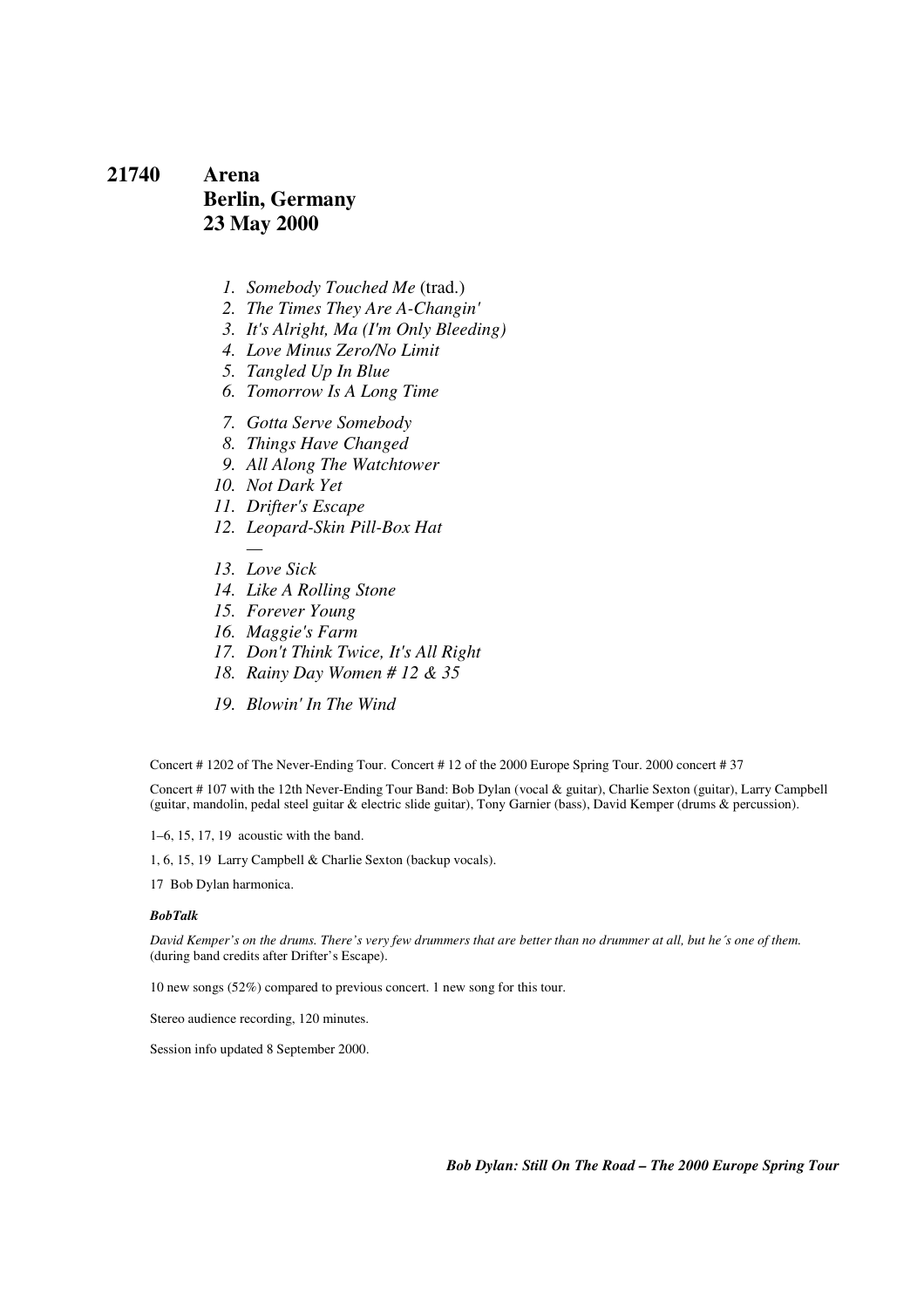# 21740 Arena
# Berlin, Germany
# 23 May 2000

1. *Somebody Touched Me* (trad.)
2. *The Times They Are A-Changin'*
3. *It's Alright, Ma (I'm Only Bleeding)*
4. *Love Minus Zero/No Limit*
5. *Tangled Up In Blue*
6. *Tomorrow Is A Long Time*
7. *Gotta Serve Somebody*
8. *Things Have Changed*
9. *All Along The Watchtower*
10. *Not Dark Yet*
11. *Drifter's Escape*
12. *Leopard-Skin Pill-Box Hat*

—

13. *Love Sick*
14. *Like A Rolling Stone*
15. *Forever Young*
16. *Maggie's Farm*
17. *Don't Think Twice, It's All Right*
18. *Rainy Day Women # 12 & 35*
19. *Blowin' In The Wind*

Concert # 1202 of The Never-Ending Tour. Concert # 12 of the 2000 Europe Spring Tour. 2000 concert # 37

Concert # 107 with the 12th Never-Ending Tour Band: Bob Dylan (vocal & guitar), Charlie Sexton (guitar), Larry Campbell (guitar, mandolin, pedal steel guitar & electric slide guitar), Tony Garnier (bass), David Kemper (drums & percussion).

1–6, 15, 17, 19 acoustic with the band.

1, 6, 15, 19 Larry Campbell & Charlie Sexton (backup vocals).

17 Bob Dylan harmonica.

***BobTalk***

*David Kemper's on the drums. There's very few drummers that are better than no drummer at all, but he´s one of them.* (during band credits after Drifter's Escape).

10 new songs (52%) compared to previous concert. 1 new song for this tour.

Stereo audience recording, 120 minutes.

Session info updated 8 September 2000.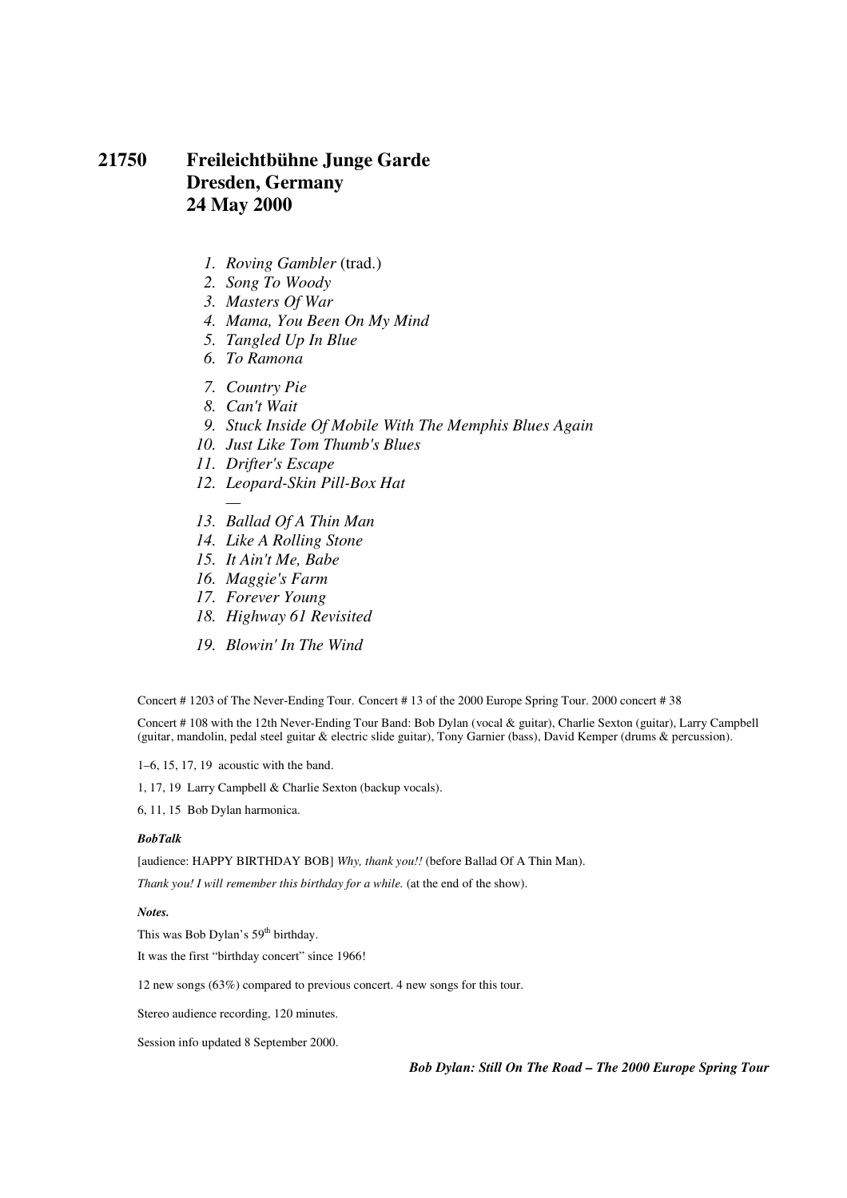# 21750 Freileichtbühne Junge Garde
# Dresden, Germany
# 24 May 2000

1. *Roving Gambler* (trad.)
2. *Song To Woody*
3. *Masters Of War*
4. *Mama, You Been On My Mind*
5. *Tangled Up In Blue*
6. *To Ramona*
7. *Country Pie*
8. *Can't Wait*
9. *Stuck Inside Of Mobile With The Memphis Blues Again*
10. *Just Like Tom Thumb's Blues*
11. *Drifter's Escape*
12. *Leopard-Skin Pill-Box Hat*

—

13. *Ballad Of A Thin Man*
14. *Like A Rolling Stone*
15. *It Ain't Me, Babe*
16. *Maggie's Farm*
17. *Forever Young*
18. *Highway 61 Revisited*
19. *Blowin' In The Wind*

Concert # 1203 of The Never-Ending Tour. Concert # 13 of the 2000 Europe Spring Tour. 2000 concert # 38

Concert # 108 with the 12th Never-Ending Tour Band: Bob Dylan (vocal & guitar), Charlie Sexton (guitar), Larry Campbell (guitar, mandolin, pedal steel guitar & electric slide guitar), Tony Garnier (bass), David Kemper (drums & percussion).

1–6, 15, 17, 19 acoustic with the band.

1, 17, 19 Larry Campbell & Charlie Sexton (backup vocals).

6, 11, 15 Bob Dylan harmonica.

***BobTalk***

[audience: HAPPY BIRTHDAY BOB] *Why, thank you!!* (before Ballad Of A Thin Man).

*Thank you! I will remember this birthday for a while.* (at the end of the show).

***Notes.***

This was Bob Dylan's 59th birthday.

It was the first "birthday concert" since 1966!

12 new songs (63%) compared to previous concert. 4 new songs for this tour.

Stereo audience recording, 120 minutes.

Session info updated 8 September 2000.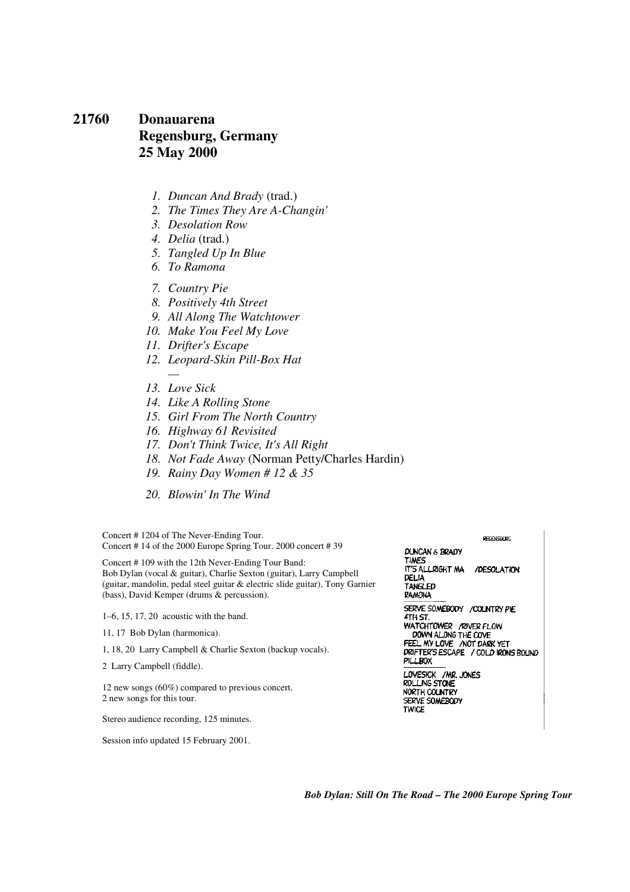# 21760 Donauarena Regensburg, Germany 25 May 2000

1. *Duncan And Brady* (trad.)
2. *The Times They Are A-Changin'*
3. *Desolation Row*
4. *Delia* (trad.)
5. *Tangled Up In Blue*
6. *To Ramona*

7. *Country Pie*
8. *Positively 4th Street*
9. *All Along The Watchtower*
10. *Make You Feel My Love*
11. *Drifter's Escape*
12. *Leopard-Skin Pill-Box Hat*

—

13. *Love Sick*
14. *Like A Rolling Stone*
15. *Girl From The North Country*
16. *Highway 61 Revisited*
17. *Don't Think Twice, It's All Right*
18. *Not Fade Away* (Norman Petty/Charles Hardin)
19. *Rainy Day Women # 12 & 35*

20. *Blowin' In The Wind*

Concert # 1204 of The Never-Ending Tour.
Concert # 14 of the 2000 Europe Spring Tour. 2000 concert # 39

Concert # 109 with the 12th Never-Ending Tour Band:
Bob Dylan (vocal & guitar), Charlie Sexton (guitar), Larry Campbell (guitar, mandolin, pedal steel guitar & electric slide guitar), Tony Garnier (bass), David Kemper (drums & percussion).

1–6, 15, 17, 20 acoustic with the band.

11, 17 Bob Dylan (harmonica).

1, 18, 20 Larry Campbell & Charlie Sexton (backup vocals).

2 Larry Campbell (fiddle).

12 new songs (60%) compared to previous concert.
2 new songs for this tour.

Stereo audience recording, 125 minutes.

Session info updated 15 February 2001.

REGENSBURG
DUNCAN & BRADY
TIMES
IT'S ALLRIGHT MA /DESOLATION
DELIA
TANGLED
RAMONA

SERVE SOMEBODY /COUNTRY PIE
4TH ST.
WATCHTOWER /RIVER FLOW
DOWN ALONG THE COVE
FEEL MY LOVE /NOT DARK YET
DRIFTER'S ESCAPE / COLD IRONS BOUND
PILLBOX

LOVESICK /MR. JONES
ROLLING STONE
NORTH COUNTRY
SERVE SOMEBODY
TWICE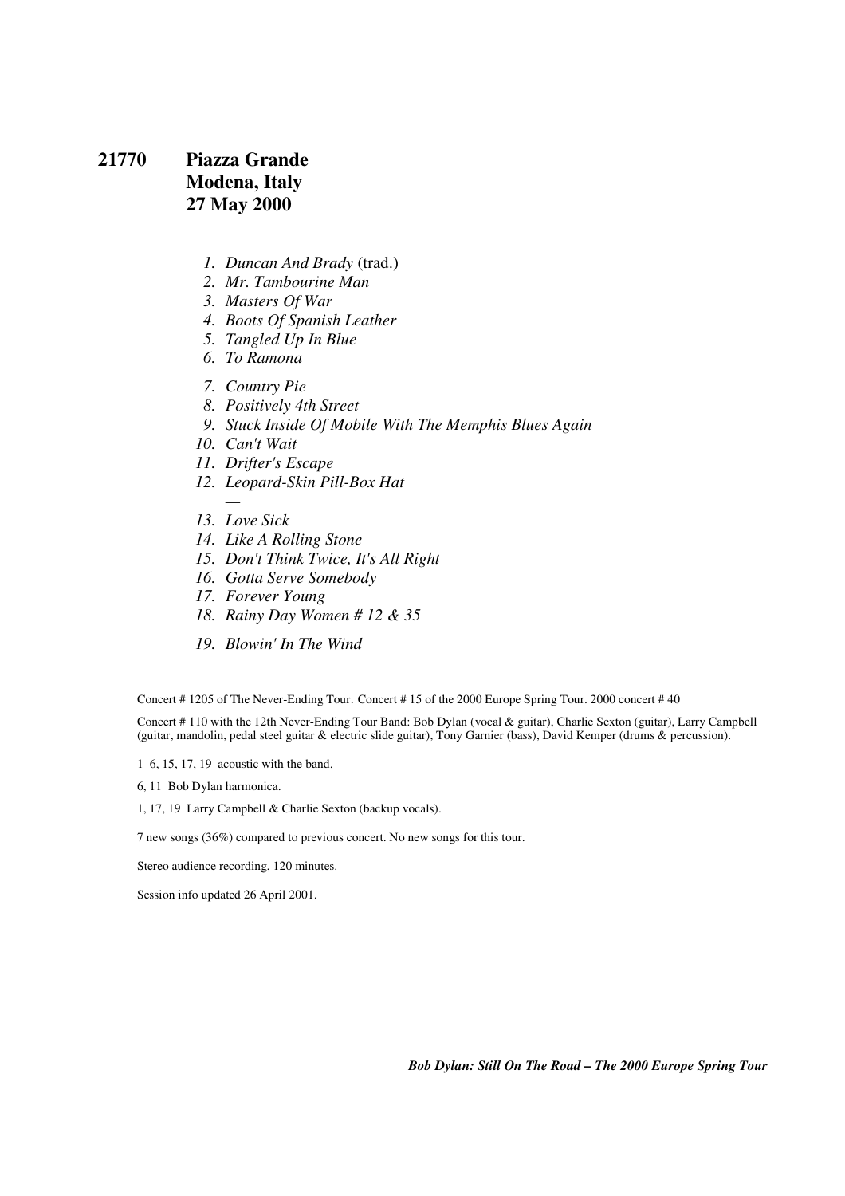# 21770 Piazza Grande
# Modena, Italy
# 27 May 2000

1. *Duncan And Brady* (trad.)
2. *Mr. Tambourine Man*
3. *Masters Of War*
4. *Boots Of Spanish Leather*
5. *Tangled Up In Blue*
6. *To Ramona*

7. *Country Pie*
8. *Positively 4th Street*
9. *Stuck Inside Of Mobile With The Memphis Blues Again*
10. *Can't Wait*
11. *Drifter's Escape*
12. *Leopard-Skin Pill-Box Hat*

—

13. *Love Sick*
14. *Like A Rolling Stone*
15. *Don't Think Twice, It's All Right*
16. *Gotta Serve Somebody*
17. *Forever Young*
18. *Rainy Day Women # 12 & 35*

19. *Blowin' In The Wind*

Concert # 1205 of The Never-Ending Tour. Concert # 15 of the 2000 Europe Spring Tour. 2000 concert # 40

Concert # 110 with the 12th Never-Ending Tour Band: Bob Dylan (vocal & guitar), Charlie Sexton (guitar), Larry Campbell (guitar, mandolin, pedal steel guitar & electric slide guitar), Tony Garnier (bass), David Kemper (drums & percussion).

1–6, 15, 17, 19 acoustic with the band.

6, 11 Bob Dylan harmonica.

1, 17, 19 Larry Campbell & Charlie Sexton (backup vocals).

7 new songs (36%) compared to previous concert. No new songs for this tour.

Stereo audience recording, 120 minutes.

Session info updated 26 April 2001.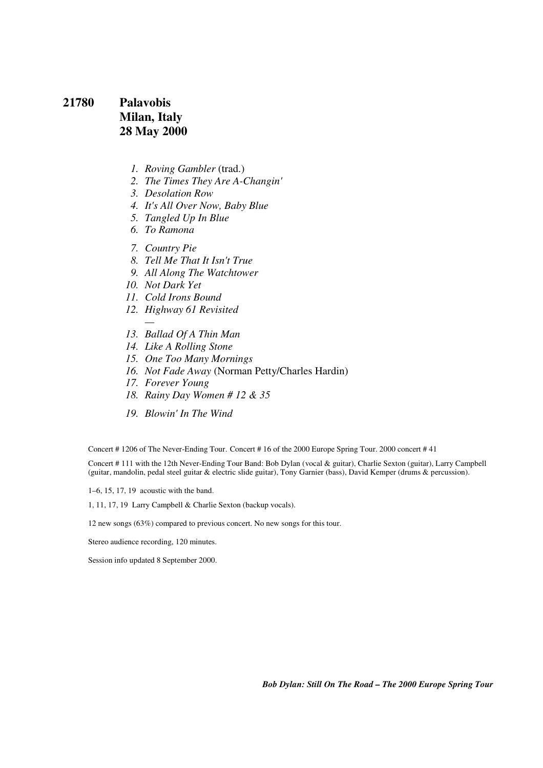## 21780 Palavobis Milan, Italy 28 May 2000

1. *Roving Gambler* (trad.)
2. *The Times They Are A-Changin'*
3. *Desolation Row*
4. *It's All Over Now, Baby Blue*
5. *Tangled Up In Blue*
6. *To Ramona*
7. *Country Pie*
8. *Tell Me That It Isn't True*
9. *All Along The Watchtower*
10. *Not Dark Yet*
11. *Cold Irons Bound*
12. *Highway 61 Revisited*

—

13. *Ballad Of A Thin Man*
14. *Like A Rolling Stone*
15. *One Too Many Mornings*
16. *Not Fade Away* (Norman Petty/Charles Hardin)
17. *Forever Young*
18. *Rainy Day Women # 12 & 35*
19. *Blowin' In The Wind*

Concert # 1206 of The Never-Ending Tour. Concert # 16 of the 2000 Europe Spring Tour. 2000 concert # 41

Concert # 111 with the 12th Never-Ending Tour Band: Bob Dylan (vocal & guitar), Charlie Sexton (guitar), Larry Campbell (guitar, mandolin, pedal steel guitar & electric slide guitar), Tony Garnier (bass), David Kemper (drums & percussion).

1–6, 15, 17, 19 acoustic with the band.

1, 11, 17, 19 Larry Campbell & Charlie Sexton (backup vocals).

12 new songs (63%) compared to previous concert. No new songs for this tour.

Stereo audience recording, 120 minutes.

Session info updated 8 September 2000.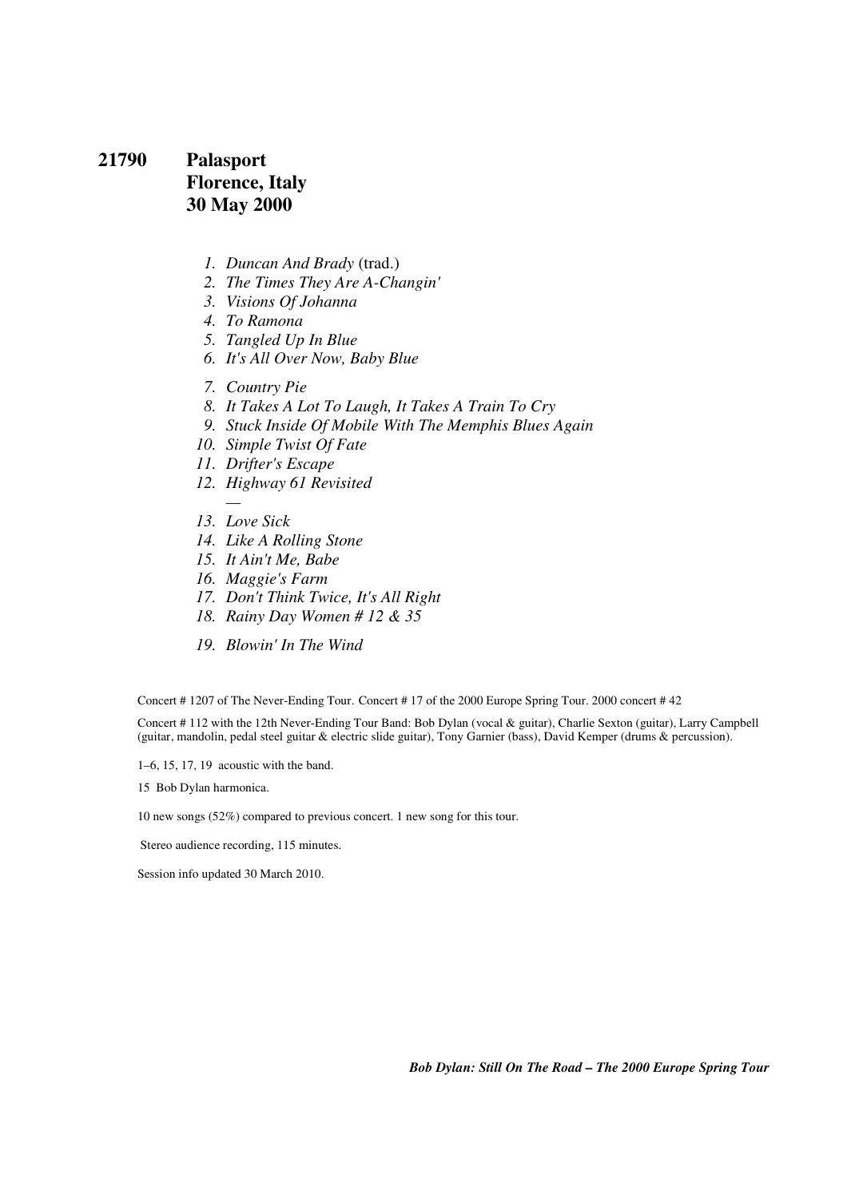# 21790 Palasport Florence, Italy 30 May 2000

1. *Duncan And Brady* (trad.)
2. *The Times They Are A-Changin'*
3. *Visions Of Johanna*
4. *To Ramona*
5. *Tangled Up In Blue*
6. *It's All Over Now, Baby Blue*
7. *Country Pie*
8. *It Takes A Lot To Laugh, It Takes A Train To Cry*
9. *Stuck Inside Of Mobile With The Memphis Blues Again*
10. *Simple Twist Of Fate*
11. *Drifter's Escape*
12. *Highway 61 Revisited*

—

13. *Love Sick*
14. *Like A Rolling Stone*
15. *It Ain't Me, Babe*
16. *Maggie's Farm*
17. *Don't Think Twice, It's All Right*
18. *Rainy Day Women # 12 & 35*
19. *Blowin' In The Wind*

Concert # 1207 of The Never-Ending Tour. Concert # 17 of the 2000 Europe Spring Tour. 2000 concert # 42

Concert # 112 with the 12th Never-Ending Tour Band: Bob Dylan (vocal & guitar), Charlie Sexton (guitar), Larry Campbell (guitar, mandolin, pedal steel guitar & electric slide guitar), Tony Garnier (bass), David Kemper (drums & percussion).

1–6, 15, 17, 19 acoustic with the band.

15 Bob Dylan harmonica.

10 new songs (52%) compared to previous concert. 1 new song for this tour.

Stereo audience recording, 115 minutes.

Session info updated 30 March 2010.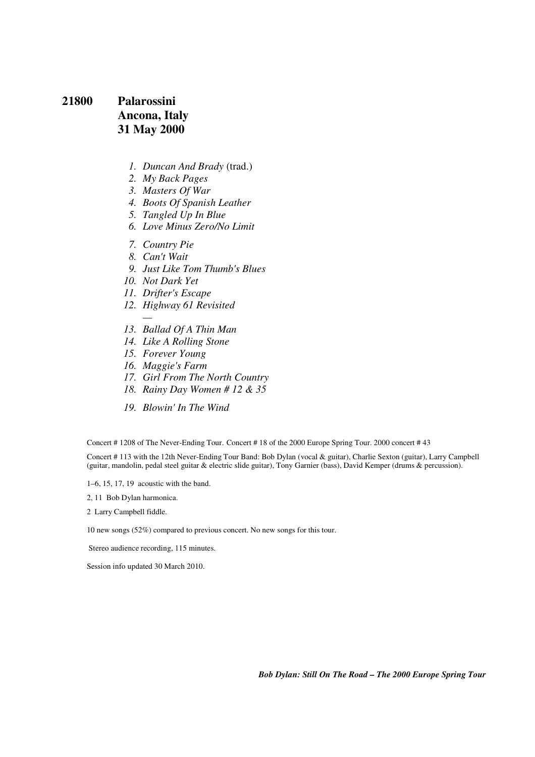# 21800 Palarossini Ancona, Italy 31 May 2000

1. *Duncan And Brady* (trad.)
2. *My Back Pages*
3. *Masters Of War*
4. *Boots Of Spanish Leather*
5. *Tangled Up In Blue*
6. *Love Minus Zero/No Limit*
7. *Country Pie*
8. *Can't Wait*
9. *Just Like Tom Thumb's Blues*
10. *Not Dark Yet*
11. *Drifter's Escape*
12. *Highway 61 Revisited*

—

13. *Ballad Of A Thin Man*
14. *Like A Rolling Stone*
15. *Forever Young*
16. *Maggie's Farm*
17. *Girl From The North Country*
18. *Rainy Day Women # 12 & 35*
19. *Blowin' In The Wind*

Concert # 1208 of The Never-Ending Tour. Concert # 18 of the 2000 Europe Spring Tour. 2000 concert # 43

Concert # 113 with the 12th Never-Ending Tour Band: Bob Dylan (vocal & guitar), Charlie Sexton (guitar), Larry Campbell (guitar, mandolin, pedal steel guitar & electric slide guitar), Tony Garnier (bass), David Kemper (drums & percussion).

1–6, 15, 17, 19 acoustic with the band.

2, 11 Bob Dylan harmonica.

2 Larry Campbell fiddle.

10 new songs (52%) compared to previous concert. No new songs for this tour.

Stereo audience recording, 115 minutes.

Session info updated 30 March 2010.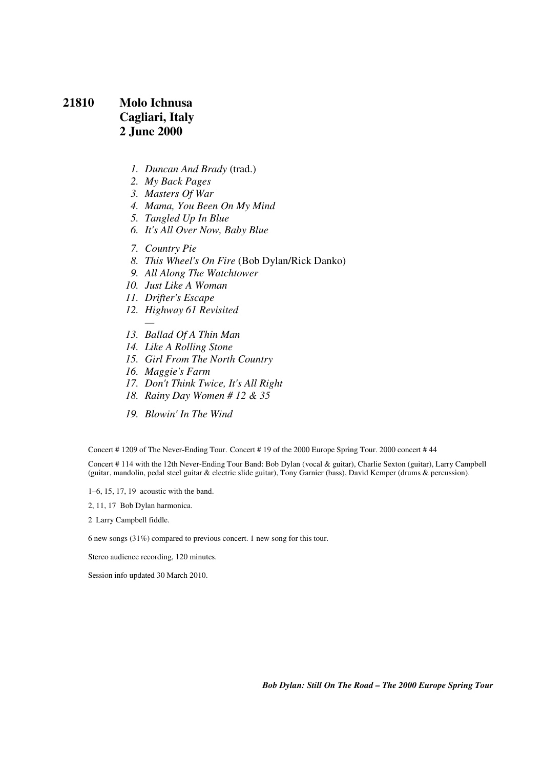## 21810 Molo Ichnusa
## Cagliari, Italy
## 2 June 2000

1. *Duncan And Brady* (trad.)
2. *My Back Pages*
3. *Masters Of War*
4. *Mama, You Been On My Mind*
5. *Tangled Up In Blue*
6. *It's All Over Now, Baby Blue*
7. *Country Pie*
8. *This Wheel's On Fire* (Bob Dylan/Rick Danko)
9. *All Along The Watchtower*
10. *Just Like A Woman*
11. *Drifter's Escape*
12. *Highway 61 Revisited*

—

13. *Ballad Of A Thin Man*
14. *Like A Rolling Stone*
15. *Girl From The North Country*
16. *Maggie's Farm*
17. *Don't Think Twice, It's All Right*
18. *Rainy Day Women # 12 & 35*
19. *Blowin' In The Wind*

Concert # 1209 of The Never-Ending Tour. Concert # 19 of the 2000 Europe Spring Tour. 2000 concert # 44

Concert # 114 with the 12th Never-Ending Tour Band: Bob Dylan (vocal & guitar), Charlie Sexton (guitar), Larry Campbell (guitar, mandolin, pedal steel guitar & electric slide guitar), Tony Garnier (bass), David Kemper (drums & percussion).

1–6, 15, 17, 19 acoustic with the band.

2, 11, 17 Bob Dylan harmonica.

2 Larry Campbell fiddle.

6 new songs (31%) compared to previous concert. 1 new song for this tour.

Stereo audience recording, 120 minutes.

Session info updated 30 March 2010.